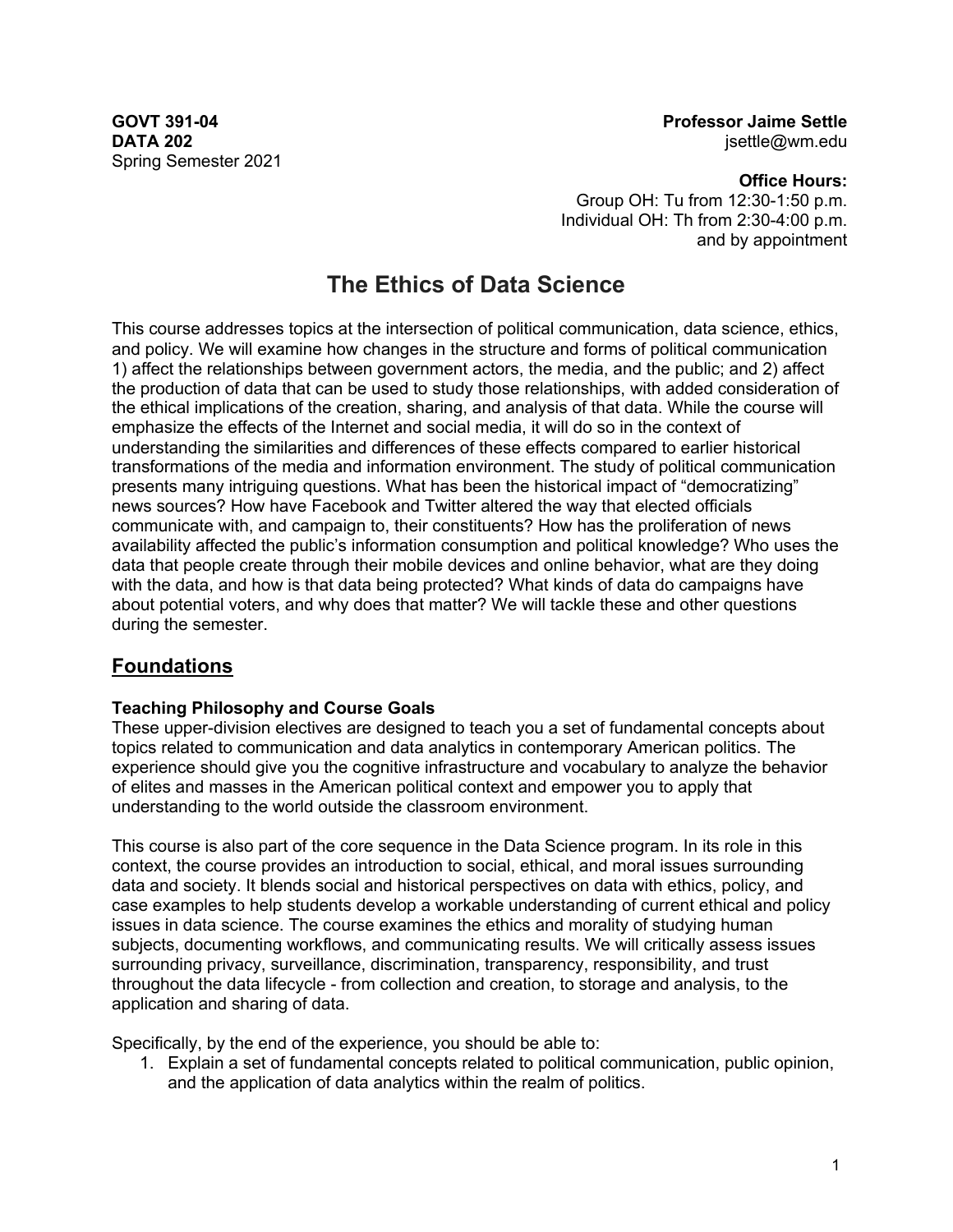**GOV T 391-04**
**DATA 202**
Spring Semester 2021

**Professor Jaime Settle**
jsettle@wm.edu

**Office Hours:**
Group OH: Tu from 12:30-1:50 p.m.
Individual OH: Th from 2:30-4:00 p.m.
and by appointment

# The Ethics of Data Science

This course addresses topics at the intersection of political communication, data science, ethics, and policy. We will examine how changes in the structure and forms of political communication 1) affect the relationships between government actors, the media, and the public; and 2) affect the production of data that can be used to study those relationships, with added consideration of the ethical implications of the creation, sharing, and analysis of that data. While the course will emphasize the effects of the Internet and social media, it will do so in the context of understanding the similarities and differences of these effects compared to earlier historical transformations of the media and information environment. The study of political communication presents many intriguing questions. What has been the historical impact of "democratizing" news sources? How have Facebook and Twitter altered the way that elected officials communicate with, and campaign to, their constituents? How has the proliferation of news availability affected the public's information consumption and political knowledge? Who uses the data that people create through their mobile devices and online behavior, what are they doing with the data, and how is that data being protected? What kinds of data do campaigns have about potential voters, and why does that matter? We will tackle these and other questions during the semester.

## Foundations

### Teaching Philosophy and Course Goals

These upper-division electives are designed to teach you a set of fundamental concepts about topics related to communication and data analytics in contemporary American politics. The experience should give you the cognitive infrastructure and vocabulary to analyze the behavior of elites and masses in the American political context and empower you to apply that understanding to the world outside the classroom environment.

This course is also part of the core sequence in the Data Science program. In its role in this context, the course provides an introduction to social, ethical, and moral issues surrounding data and society. It blends social and historical perspectives on data with ethics, policy, and case examples to help students develop a workable understanding of current ethical and policy issues in data science. The course examines the ethics and morality of studying human subjects, documenting workflows, and communicating results. We will critically assess issues surrounding privacy, surveillance, discrimination, transparency, responsibility, and trust throughout the data lifecycle - from collection and creation, to storage and analysis, to the application and sharing of data.

Specifically, by the end of the experience, you should be able to:

1. Explain a set of fundamental concepts related to political communication, public opinion, and the application of data analytics within the realm of politics.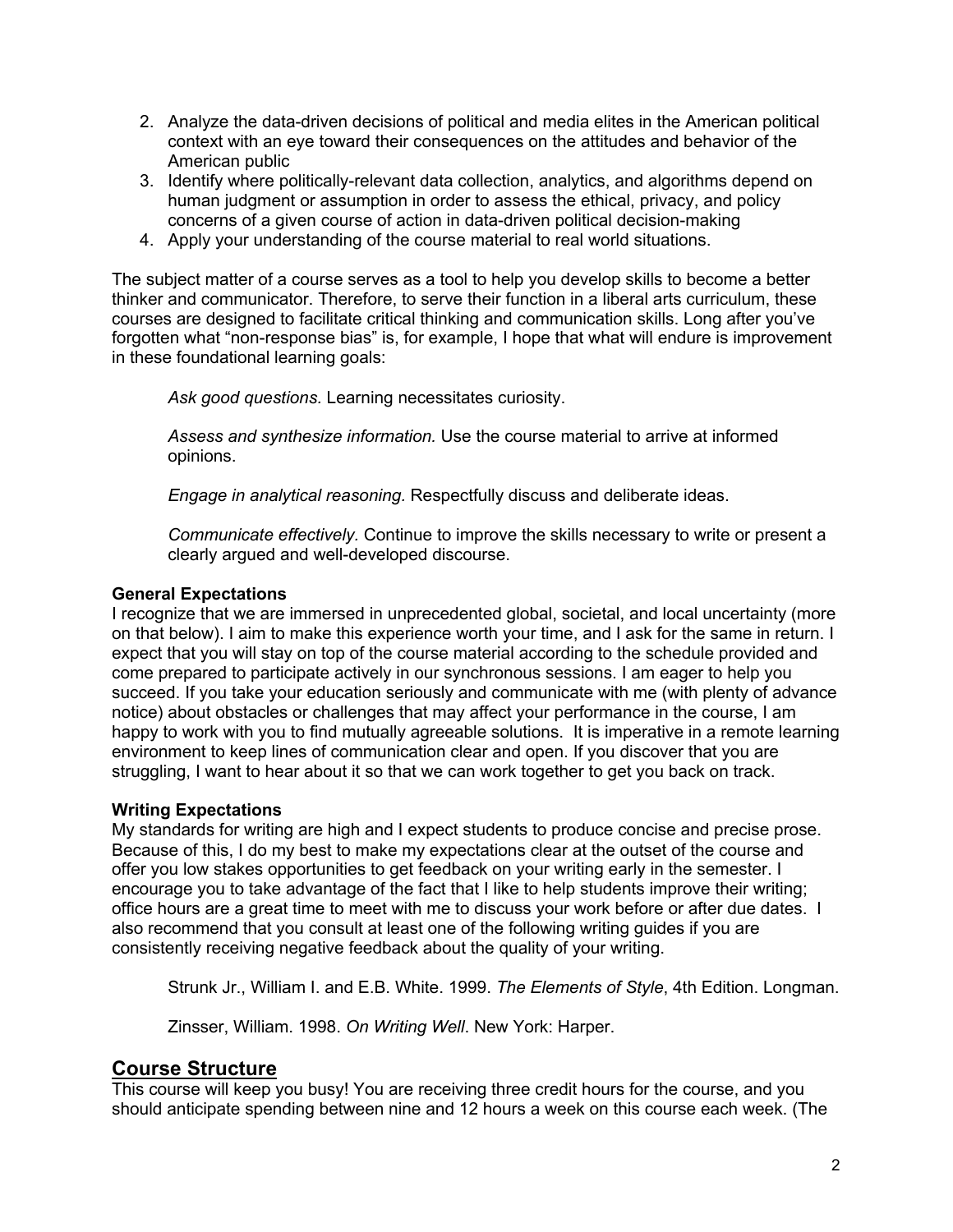2. Analyze the data-driven decisions of political and media elites in the American political context with an eye toward their consequences on the attitudes and behavior of the American public
3. Identify where politically-relevant data collection, analytics, and algorithms depend on human judgment or assumption in order to assess the ethical, privacy, and policy concerns of a given course of action in data-driven political decision-making
4. Apply your understanding of the course material to real world situations.

The subject matter of a course serves as a tool to help you develop skills to become a better thinker and communicator. Therefore, to serve their function in a liberal arts curriculum, these courses are designed to facilitate critical thinking and communication skills. Long after you've forgotten what "non-response bias" is, for example, I hope that what will endure is improvement in these foundational learning goals:

> *Ask good questions.* Learning necessitates curiosity.
>
> *Assess and synthesize information.* Use the course material to arrive at informed opinions.
>
> *Engage in analytical reasoning.* Respectfully discuss and deliberate ideas.
>
> *Communicate effectively.* Continue to improve the skills necessary to write or present a clearly argued and well-developed discourse.

**General Expectations**

I recognize that we are immersed in unprecedented global, societal, and local uncertainty (more on that below). I aim to make this experience worth your time, and I ask for the same in return. I expect that you will stay on top of the course material according to the schedule provided and come prepared to participate actively in our synchronous sessions. I am eager to help you succeed. If you take your education seriously and communicate with me (with plenty of advance notice) about obstacles or challenges that may affect your performance in the course, I am happy to work with you to find mutually agreeable solutions. It is imperative in a remote learning environment to keep lines of communication clear and open. If you discover that you are struggling, I want to hear about it so that we can work together to get you back on track.

**Writing Expectations**

My standards for writing are high and I expect students to produce concise and precise prose. Because of this, I do my best to make my expectations clear at the outset of the course and offer you low stakes opportunities to get feedback on your writing early in the semester. I encourage you to take advantage of the fact that I like to help students improve their writing; office hours are a great time to meet with me to discuss your work before or after due dates. I also recommend that you consult at least one of the following writing guides if you are consistently receiving negative feedback about the quality of your writing.

> Strunk Jr., William I. and E.B. White. 1999. *The Elements of Style*, 4th Edition. Longman.
>
> Zinsser, William. 1998. *On Writing Well*. New York: Harper.

## Course Structure

This course will keep you busy! You are receiving three credit hours for the course, and you should anticipate spending between nine and 12 hours a week on this course each week. (The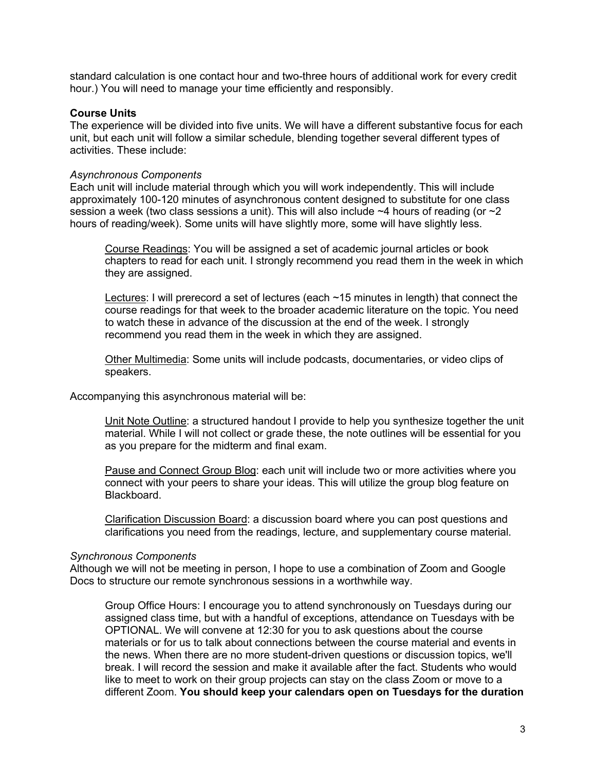standard calculation is one contact hour and two-three hours of additional work for every credit hour.) You will need to manage your time efficiently and responsibly.

**Course Units**

The experience will be divided into five units. We will have a different substantive focus for each unit, but each unit will follow a similar schedule, blending together several different types of activities. These include:

*Asynchronous Components*

Each unit will include material through which you will work independently. This will include approximately 100-120 minutes of asynchronous content designed to substitute for one class session a week (two class sessions a unit). This will also include ~4 hours of reading (or ~2 hours of reading/week). Some units will have slightly more, some will have slightly less.

> Course Readings: You will be assigned a set of academic journal articles or book chapters to read for each unit. I strongly recommend you read them in the week in which they are assigned.
>
> Lectures: I will prerecord a set of lectures (each ~15 minutes in length) that connect the course readings for that week to the broader academic literature on the topic. You need to watch these in advance of the discussion at the end of the week. I strongly recommend you read them in the week in which they are assigned.
>
> Other Multimedia: Some units will include podcasts, documentaries, or video clips of speakers.

Accompanying this asynchronous material will be:

> Unit Note Outline: a structured handout I provide to help you synthesize together the unit material. While I will not collect or grade these, the note outlines will be essential for you as you prepare for the midterm and final exam.
>
> Pause and Connect Group Blog: each unit will include two or more activities where you connect with your peers to share your ideas. This will utilize the group blog feature on Blackboard.
>
> Clarification Discussion Board: a discussion board where you can post questions and clarifications you need from the readings, lecture, and supplementary course material.

*Synchronous Components*

Although we will not be meeting in person, I hope to use a combination of Zoom and Google Docs to structure our remote synchronous sessions in a worthwhile way.

> Group Office Hours: I encourage you to attend synchronously on Tuesdays during our assigned class time, but with a handful of exceptions, attendance on Tuesdays with be OPTIONAL. We will convene at 12:30 for you to ask questions about the course materials or for us to talk about connections between the course material and events in the news. When there are no more student-driven questions or discussion topics, we'll break. I will record the session and make it available after the fact. Students who would like to meet to work on their group projects can stay on the class Zoom or move to a different Zoom. **You should keep your calendars open on Tuesdays for the duration**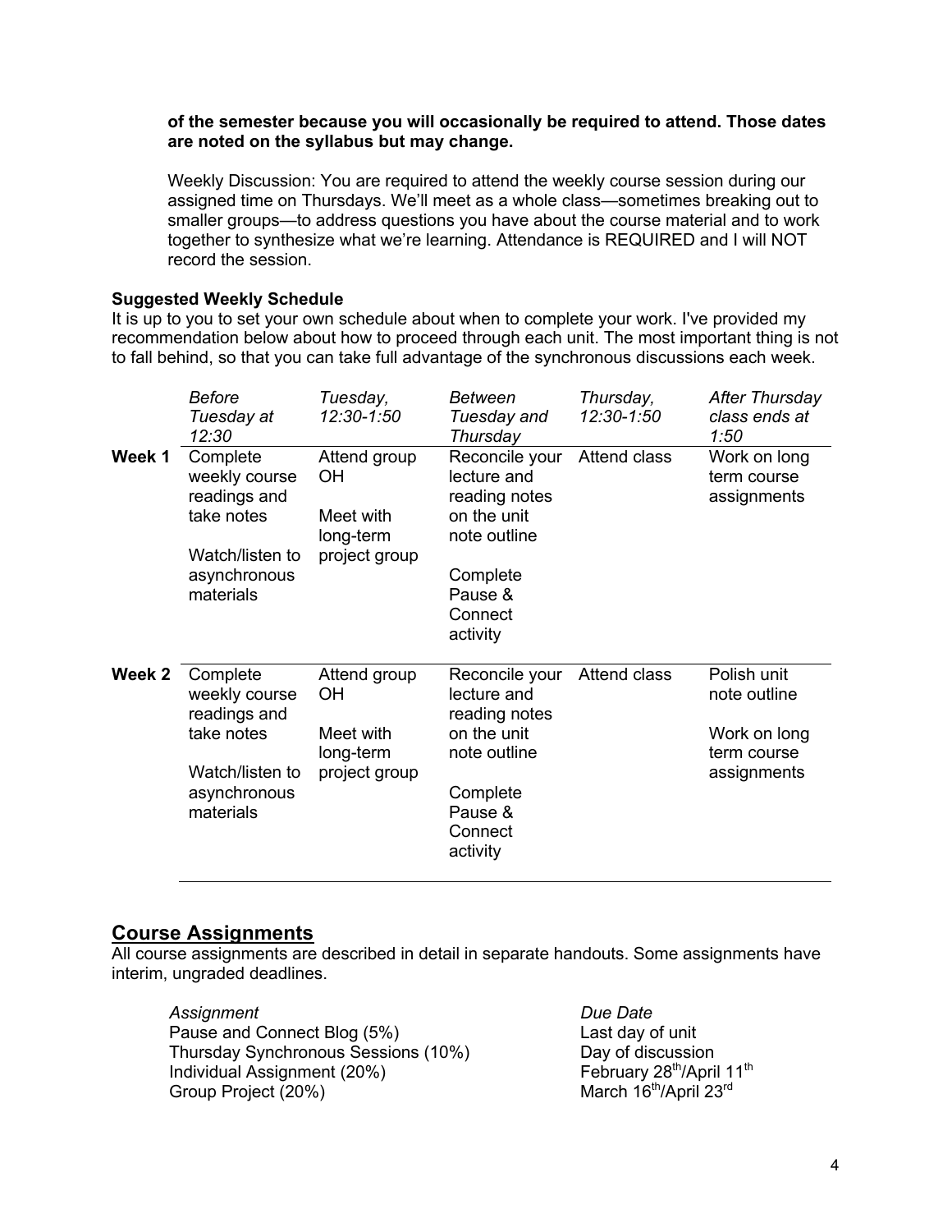**of the semester because you will occasionally be required to attend. Those dates are noted on the syllabus but may change.**

Weekly Discussion: You are required to attend the weekly course session during our assigned time on Thursdays. We'll meet as a whole class—sometimes breaking out to smaller groups—to address questions you have about the course material and to work together to synthesize what we're learning. Attendance is REQUIRED and I will NOT record the session.

**Suggested Weekly Schedule**

It is up to you to set your own schedule about when to complete your work. I've provided my recommendation below about how to proceed through each unit. The most important thing is not to fall behind, so that you can take full advantage of the synchronous discussions each week.

| | *Before Tuesday at 12:30* | *Tuesday, 12:30-1:50* | *Between Tuesday and Thursday* | *Thursday, 12:30-1:50* | *After Thursday class ends at 1:50* |
|---|---|---|---|---|---|
| **Week 1** | Complete weekly course readings and take notes<br><br>Watch/listen to asynchronous materials | Attend group OH<br><br>Meet with long-term project group | Reconcile your lecture and reading notes on the unit note outline<br><br>Complete Pause & Connect activity | Attend class | Work on long term course assignments |
| **Week 2** | Complete weekly course readings and take notes<br><br>Watch/listen to asynchronous materials | Attend group OH<br><br>Meet with long-term project group | Reconcile your lecture and reading notes on the unit note outline<br><br>Complete Pause & Connect activity | Attend class | Polish unit note outline<br><br>Work on long term course assignments |

## Course Assignments

All course assignments are described in detail in separate handouts. Some assignments have interim, ungraded deadlines.

| *Assignment* | *Due Date* |
|---|---|
| Pause and Connect Blog (5%) | Last day of unit |
| Thursday Synchronous Sessions (10%) | Day of discussion |
| Individual Assignment (20%) | February 28th/April 11th |
| Group Project (20%) | March 16th/April 23rd |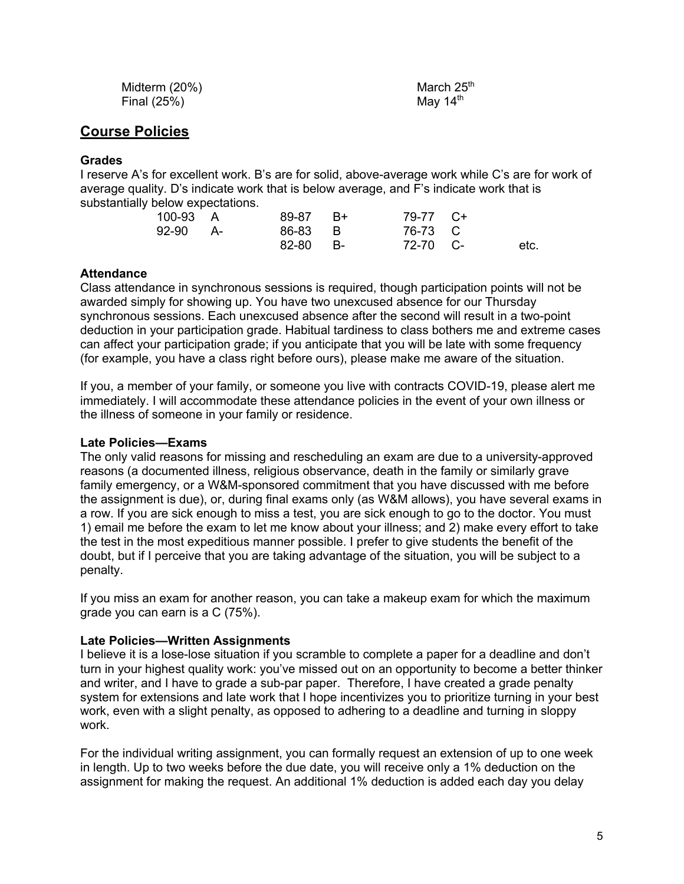| | |
|---|---|
| Midterm (20%) | March 25th |
| Final (25%) | May 14th |

## Course Policies

### Grades

I reserve A's for excellent work. B's are for solid, above-average work while C's are for work of average quality. D's indicate work that is below average, and F's indicate work that is substantially below expectations.

| | | | | | | |
|---|---|---|---|---|---|---|
| 100-93 | A | 89-87 | B+ | 79-77 | C+ | |
| 92-90 | A- | 86-83 | B | 76-73 | C | |
| | | 82-80 | B- | 72-70 | C- | etc. |

### Attendance

Class attendance in synchronous sessions is required, though participation points will not be awarded simply for showing up. You have two unexcused absence for our Thursday synchronous sessions. Each unexcused absence after the second will result in a two-point deduction in your participation grade. Habitual tardiness to class bothers me and extreme cases can affect your participation grade; if you anticipate that you will be late with some frequency (for example, you have a class right before ours), please make me aware of the situation.

If you, a member of your family, or someone you live with contracts COVID-19, please alert me immediately. I will accommodate these attendance policies in the event of your own illness or the illness of someone in your family or residence.

### Late Policies—Exams

The only valid reasons for missing and rescheduling an exam are due to a university-approved reasons (a documented illness, religious observance, death in the family or similarly grave family emergency, or a W&M-sponsored commitment that you have discussed with me before the assignment is due), or, during final exams only (as W&M allows), you have several exams in a row. If you are sick enough to miss a test, you are sick enough to go to the doctor. You must 1) email me before the exam to let me know about your illness; and 2) make every effort to take the test in the most expeditious manner possible. I prefer to give students the benefit of the doubt, but if I perceive that you are taking advantage of the situation, you will be subject to a penalty.

If you miss an exam for another reason, you can take a makeup exam for which the maximum grade you can earn is a C (75%).

### Late Policies—Written Assignments

I believe it is a lose-lose situation if you scramble to complete a paper for a deadline and don't turn in your highest quality work: you've missed out on an opportunity to become a better thinker and writer, and I have to grade a sub-par paper. Therefore, I have created a grade penalty system for extensions and late work that I hope incentivizes you to prioritize turning in your best work, even with a slight penalty, as opposed to adhering to a deadline and turning in sloppy work.

For the individual writing assignment, you can formally request an extension of up to one week in length. Up to two weeks before the due date, you will receive only a 1% deduction on the assignment for making the request. An additional 1% deduction is added each day you delay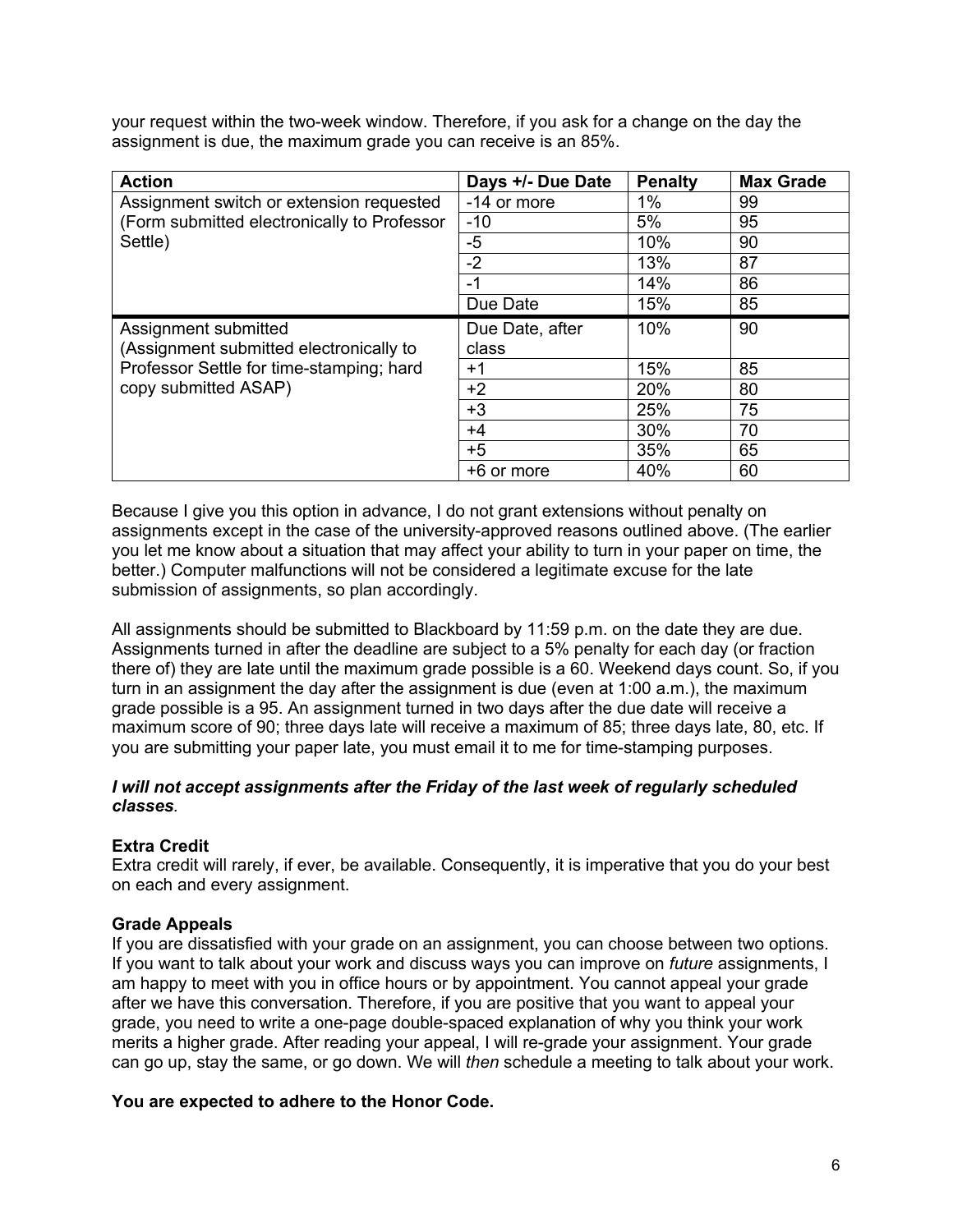your request within the two-week window. Therefore, if you ask for a change on the day the assignment is due, the maximum grade you can receive is an 85%.

| Action | Days +/- Due Date | Penalty | Max Grade |
|---|---|---|---|
| Assignment switch or extension requested (Form submitted electronically to Professor Settle) | -14 or more | 1% | 99 |
| | -10 | 5% | 95 |
| | -5 | 10% | 90 |
| | -2 | 13% | 87 |
| | -1 | 14% | 86 |
| | Due Date | 15% | 85 |
| Assignment submitted (Assignment submitted electronically to Professor Settle for time-stamping; hard copy submitted ASAP) | Due Date, after class | 10% | 90 |
| | +1 | 15% | 85 |
| | +2 | 20% | 80 |
| | +3 | 25% | 75 |
| | +4 | 30% | 70 |
| | +5 | 35% | 65 |
| | +6 or more | 40% | 60 |

Because I give you this option in advance, I do not grant extensions without penalty on assignments except in the case of the university-approved reasons outlined above. (The earlier you let me know about a situation that may affect your ability to turn in your paper on time, the better.) Computer malfunctions will not be considered a legitimate excuse for the late submission of assignments, so plan accordingly.

All assignments should be submitted to Blackboard by 11:59 p.m. on the date they are due. Assignments turned in after the deadline are subject to a 5% penalty for each day (or fraction there of) they are late until the maximum grade possible is a 60. Weekend days count. So, if you turn in an assignment the day after the assignment is due (even at 1:00 a.m.), the maximum grade possible is a 95. An assignment turned in two days after the due date will receive a maximum score of 90; three days late will receive a maximum of 85; three days late, 80, etc. If you are submitting your paper late, you must email it to me for time-stamping purposes.

***I will not accept assignments after the Friday of the last week of regularly scheduled classes.***

**Extra Credit**

Extra credit will rarely, if ever, be available. Consequently, it is imperative that you do your best on each and every assignment.

**Grade Appeals**

If you are dissatisfied with your grade on an assignment, you can choose between two options. If you want to talk about your work and discuss ways you can improve on *future* assignments, I am happy to meet with you in office hours or by appointment. You cannot appeal your grade after we have this conversation. Therefore, if you are positive that you want to appeal your grade, you need to write a one-page double-spaced explanation of why you think your work merits a higher grade. After reading your appeal, I will re-grade your assignment. Your grade can go up, stay the same, or go down. We will *then* schedule a meeting to talk about your work.

**You are expected to adhere to the Honor Code.**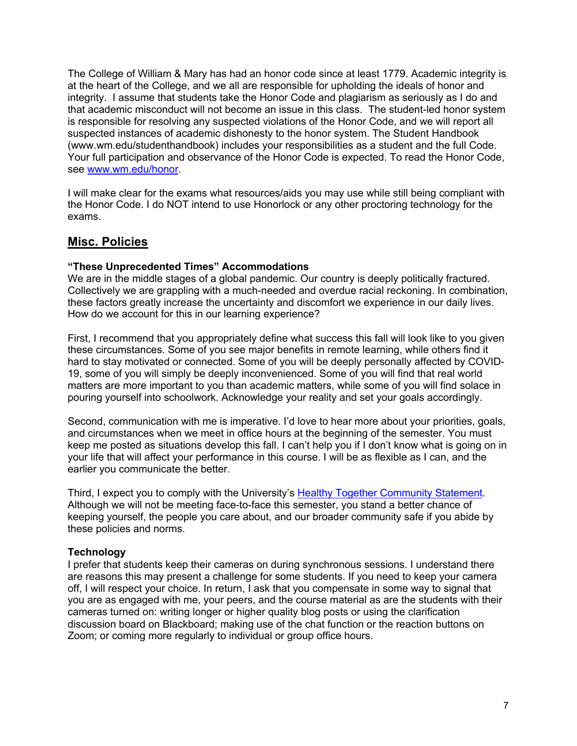The College of William & Mary has had an honor code since at least 1779. Academic integrity is at the heart of the College, and we all are responsible for upholding the ideals of honor and integrity. I assume that students take the Honor Code and plagiarism as seriously as I do and that academic misconduct will not become an issue in this class. The student-led honor system is responsible for resolving any suspected violations of the Honor Code, and we will report all suspected instances of academic dishonesty to the honor system. The Student Handbook (www.wm.edu/studenthandbook) includes your responsibilities as a student and the full Code. Your full participation and observance of the Honor Code is expected. To read the Honor Code, see [www.wm.edu/honor](www.wm.edu/honor).

I will make clear for the exams what resources/aids you may use while still being compliant with the Honor Code. I do NOT intend to use Honorlock or any other proctoring technology for the exams.

## Misc. Policies

**"These Unprecedented Times" Accommodations**

We are in the middle stages of a global pandemic. Our country is deeply politically fractured. Collectively we are grappling with a much-needed and overdue racial reckoning. In combination, these factors greatly increase the uncertainty and discomfort we experience in our daily lives. How do we account for this in our learning experience?

First, I recommend that you appropriately define what success this fall will look like to you given these circumstances. Some of you see major benefits in remote learning, while others find it hard to stay motivated or connected. Some of you will be deeply personally affected by COVID-19, some of you will simply be deeply inconvenienced. Some of you will find that real world matters are more important to you than academic matters, while some of you will find solace in pouring yourself into schoolwork. Acknowledge your reality and set your goals accordingly.

Second, communication with me is imperative. I'd love to hear more about your priorities, goals, and circumstances when we meet in office hours at the beginning of the semester. You must keep me posted as situations develop this fall. I can't help you if I don't know what is going on in your life that will affect your performance in this course. I will be as flexible as I can, and the earlier you communicate the better.

Third, I expect you to comply with the University's Healthy Together Community Statement. Although we will not be meeting face-to-face this semester, you stand a better chance of keeping yourself, the people you care about, and our broader community safe if you abide by these policies and norms.

**Technology**

I prefer that students keep their cameras on during synchronous sessions. I understand there are reasons this may present a challenge for some students. If you need to keep your camera off, I will respect your choice. In return, I ask that you compensate in some way to signal that you are as engaged with me, your peers, and the course material as are the students with their cameras turned on: writing longer or higher quality blog posts or using the clarification discussion board on Blackboard; making use of the chat function or the reaction buttons on Zoom; or coming more regularly to individual or group office hours.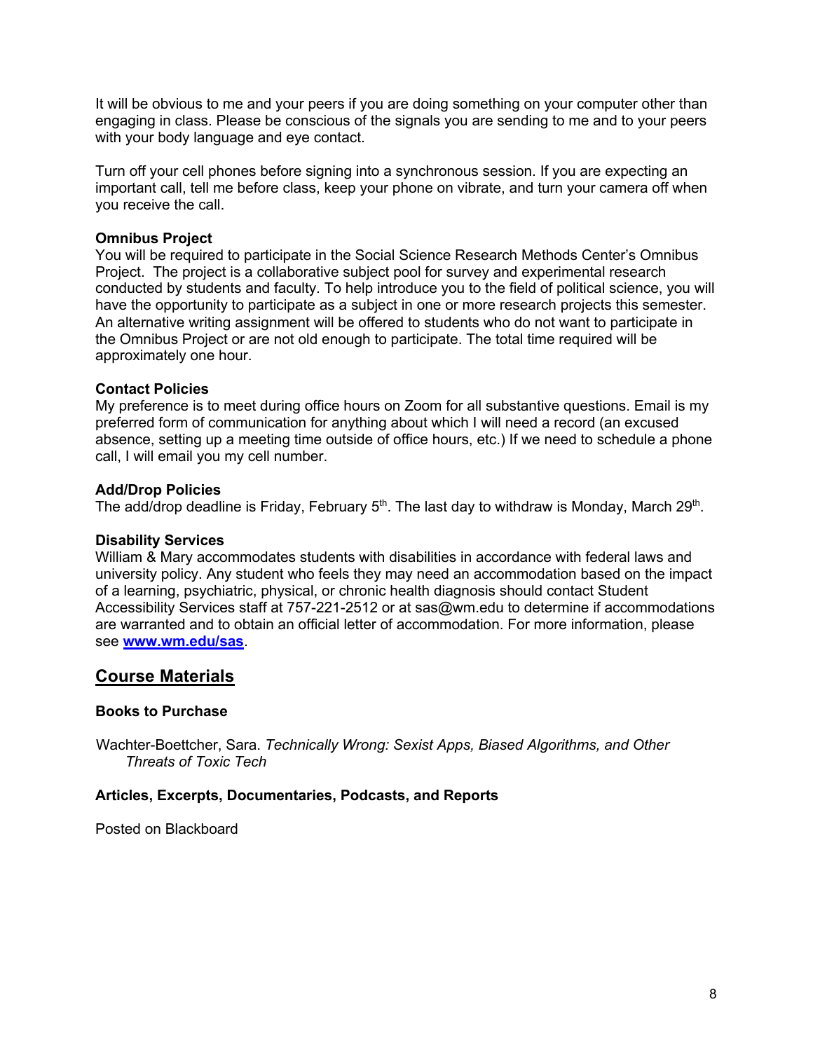It will be obvious to me and your peers if you are doing something on your computer other than engaging in class. Please be conscious of the signals you are sending to me and to your peers with your body language and eye contact.

Turn off your cell phones before signing into a synchronous session. If you are expecting an important call, tell me before class, keep your phone on vibrate, and turn your camera off when you receive the call.

**Omnibus Project**
You will be required to participate in the Social Science Research Methods Center's Omnibus Project. The project is a collaborative subject pool for survey and experimental research conducted by students and faculty. To help introduce you to the field of political science, you will have the opportunity to participate as a subject in one or more research projects this semester. An alternative writing assignment will be offered to students who do not want to participate in the Omnibus Project or are not old enough to participate. The total time required will be approximately one hour.

**Contact Policies**
My preference is to meet during office hours on Zoom for all substantive questions. Email is my preferred form of communication for anything about which I will need a record (an excused absence, setting up a meeting time outside of office hours, etc.) If we need to schedule a phone call, I will email you my cell number.

**Add/Drop Policies**
The add/drop deadline is Friday, February 5th. The last day to withdraw is Monday, March 29th.

**Disability Services**
William & Mary accommodates students with disabilities in accordance with federal laws and university policy. Any student who feels they may need an accommodation based on the impact of a learning, psychiatric, physical, or chronic health diagnosis should contact Student Accessibility Services staff at 757-221-2512 or at sas@wm.edu to determine if accommodations are warranted and to obtain an official letter of accommodation. For more information, please see **www.wm.edu/sas**.

## Course Materials

**Books to Purchase**

Wachter-Boettcher, Sara. *Technically Wrong: Sexist Apps, Biased Algorithms, and Other Threats of Toxic Tech*

**Articles, Excerpts, Documentaries, Podcasts, and Reports**

Posted on Blackboard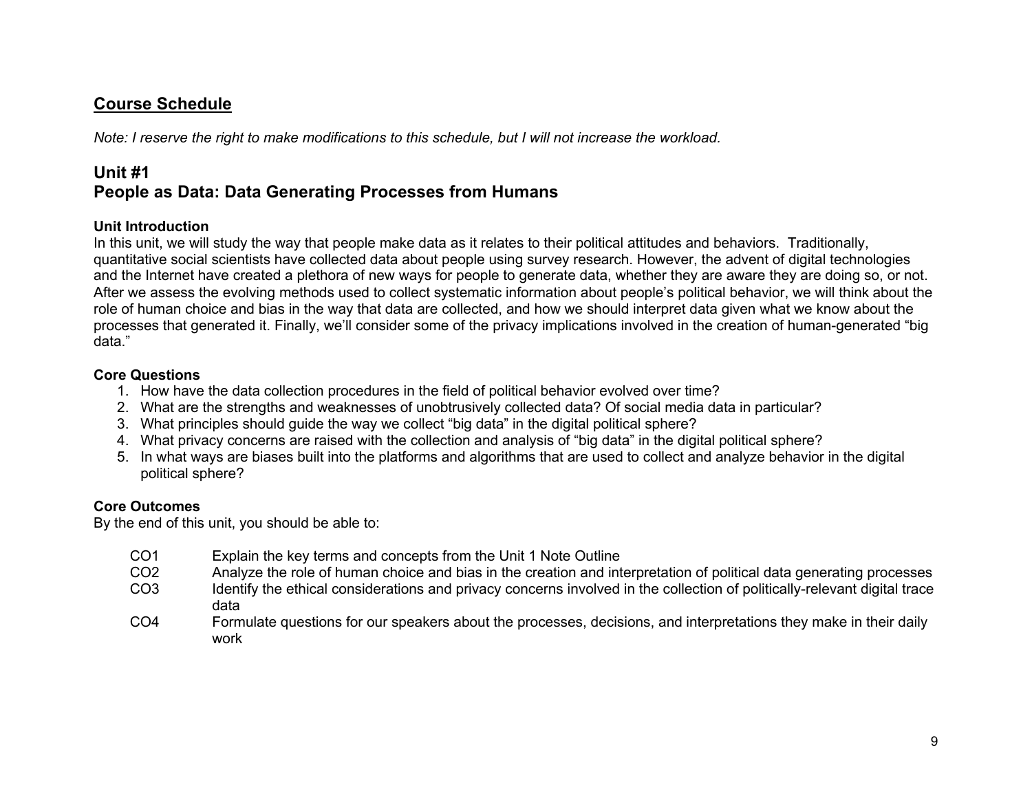## Course Schedule

*Note: I reserve the right to make modifications to this schedule, but I will not increase the workload.*

## Unit #1
## People as Data: Data Generating Processes from Humans

### Unit Introduction

In this unit, we will study the way that people make data as it relates to their political attitudes and behaviors. Traditionally, quantitative social scientists have collected data about people using survey research. However, the advent of digital technologies and the Internet have created a plethora of new ways for people to generate data, whether they are aware they are doing so, or not. After we assess the evolving methods used to collect systematic information about people's political behavior, we will think about the role of human choice and bias in the way that data are collected, and how we should interpret data given what we know about the processes that generated it. Finally, we'll consider some of the privacy implications involved in the creation of human-generated "big data."

### Core Questions

1. How have the data collection procedures in the field of political behavior evolved over time?
2. What are the strengths and weaknesses of unobtrusively collected data? Of social media data in particular?
3. What principles should guide the way we collect "big data" in the digital political sphere?
4. What privacy concerns are raised with the collection and analysis of "big data" in the digital political sphere?
5. In what ways are biases built into the platforms and algorithms that are used to collect and analyze behavior in the digital political sphere?

### Core Outcomes

By the end of this unit, you should be able to:

- CO1 Explain the key terms and concepts from the Unit 1 Note Outline
- CO2 Analyze the role of human choice and bias in the creation and interpretation of political data generating processes
- CO3 Identify the ethical considerations and privacy concerns involved in the collection of politically-relevant digital trace data
- CO4 Formulate questions for our speakers about the processes, decisions, and interpretations they make in their daily work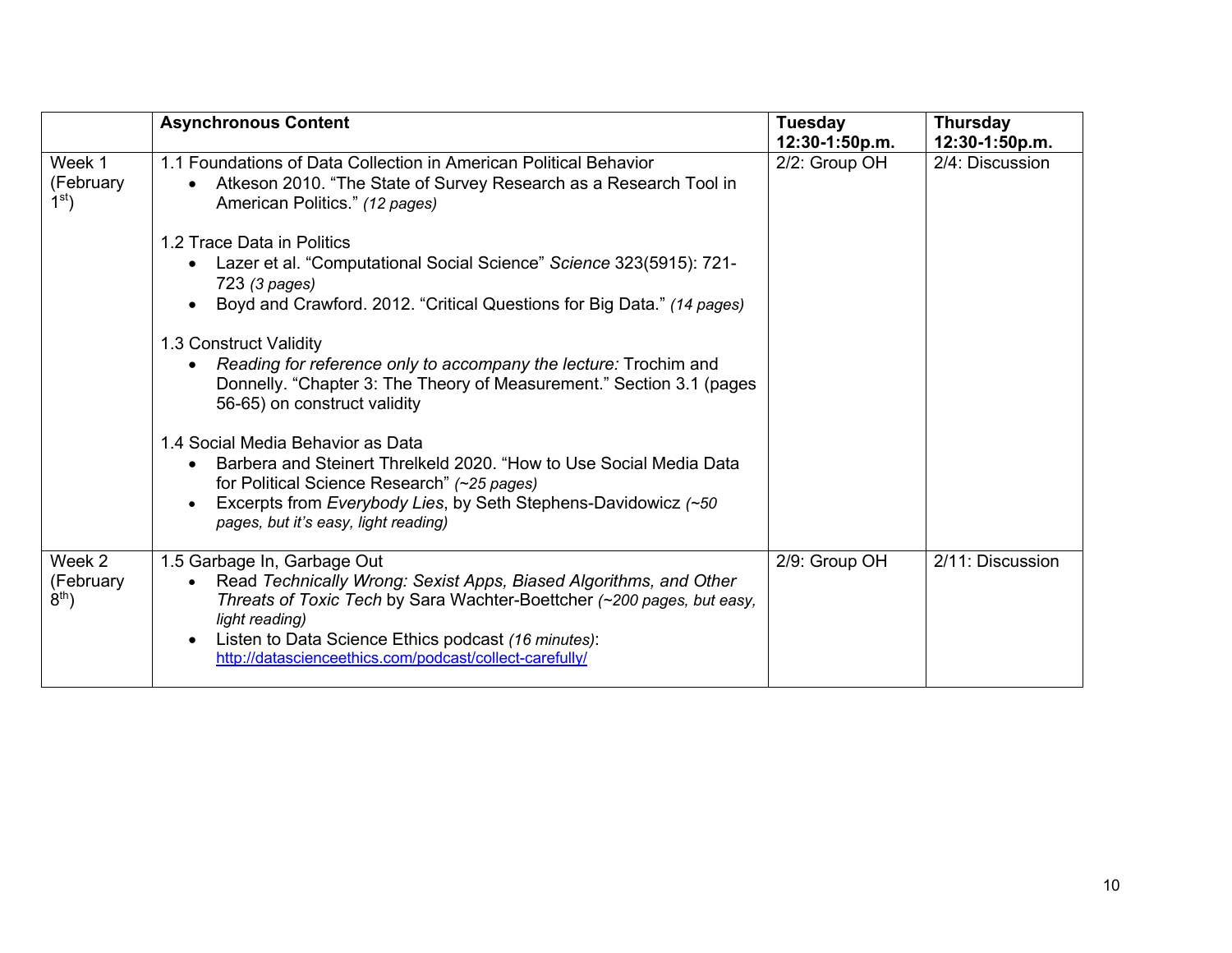|  | **Asynchronous Content** | **Tuesday 12:30-1:50p.m.** | **Thursday 12:30-1:50p.m.** |
| --- | --- | --- | --- |
| Week 1 (February 1st) | 1.1 Foundations of Data Collection in American Political Behavior<br>• Atkeson 2010. "The State of Survey Research as a Research Tool in American Politics." *(12 pages)*<br><br>1.2 Trace Data in Politics<br>• Lazer et al. "Computational Social Science" *Science* 323(5915): 721-723 *(3 pages)*<br>• Boyd and Crawford. 2012. "Critical Questions for Big Data." *(14 pages)*<br><br>1.3 Construct Validity<br>• *Reading for reference only to accompany the lecture:* Trochim and Donnelly. "Chapter 3: The Theory of Measurement." Section 3.1 (pages 56-65) on construct validity<br><br>1.4 Social Media Behavior as Data<br>• Barbera and Steinert Threlkeld 2020. "How to Use Social Media Data for Political Science Research" *(~25 pages)*<br>• Excerpts from *Everybody Lies*, by Seth Stephens-Davidowicz *(~50 pages, but it's easy, light reading)* | 2/2: Group OH | 2/4: Discussion |
| Week 2 (February 8th) | 1.5 Garbage In, Garbage Out<br>• Read *Technically Wrong: Sexist Apps, Biased Algorithms, and Other Threats of Toxic Tech* by Sara Wachter-Boettcher *(~200 pages, but easy, light reading)*<br>• Listen to Data Science Ethics podcast *(16 minutes)*: http://datascienceethics.com/podcast/collect-carefully/ | 2/9: Group OH | 2/11: Discussion |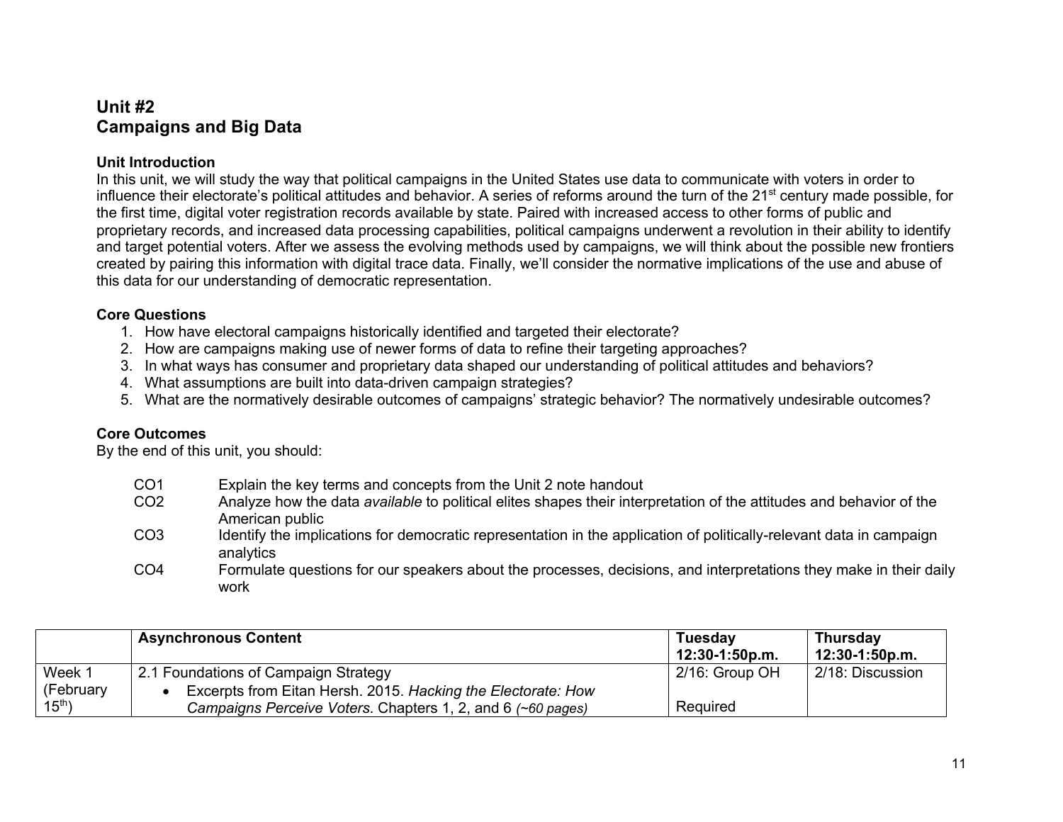## Unit #2
## Campaigns and Big Data

### Unit Introduction

In this unit, we will study the way that political campaigns in the United States use data to communicate with voters in order to influence their electorate's political attitudes and behavior. A series of reforms around the turn of the 21st century made possible, for the first time, digital voter registration records available by state. Paired with increased access to other forms of public and proprietary records, and increased data processing capabilities, political campaigns underwent a revolution in their ability to identify and target potential voters. After we assess the evolving methods used by campaigns, we will think about the possible new frontiers created by pairing this information with digital trace data. Finally, we'll consider the normative implications of the use and abuse of this data for our understanding of democratic representation.

### Core Questions

1. How have electoral campaigns historically identified and targeted their electorate?
2. How are campaigns making use of newer forms of data to refine their targeting approaches?
3. In what ways has consumer and proprietary data shaped our understanding of political attitudes and behaviors?
4. What assumptions are built into data-driven campaign strategies?
5. What are the normatively desirable outcomes of campaigns' strategic behavior? The normatively undesirable outcomes?

### Core Outcomes

By the end of this unit, you should:

- CO1 Explain the key terms and concepts from the Unit 2 note handout
- CO2 Analyze how the data *available* to political elites shapes their interpretation of the attitudes and behavior of the American public
- CO3 Identify the implications for democratic representation in the application of politically-relevant data in campaign analytics
- CO4 Formulate questions for our speakers about the processes, decisions, and interpretations they make in their daily work

| | **Asynchronous Content** | **Tuesday 12:30-1:50p.m.** | **Thursday 12:30-1:50p.m.** |
|---|---|---|---|
| Week 1 (February 15th) | 2.1 Foundations of Campaign Strategy<br>• Excerpts from Eitan Hersh. 2015. *Hacking the Electorate: How Campaigns Perceive Voters*. Chapters 1, 2, and 6 *(~60 pages)* | 2/16: Group OH<br><br>Required | 2/18: Discussion |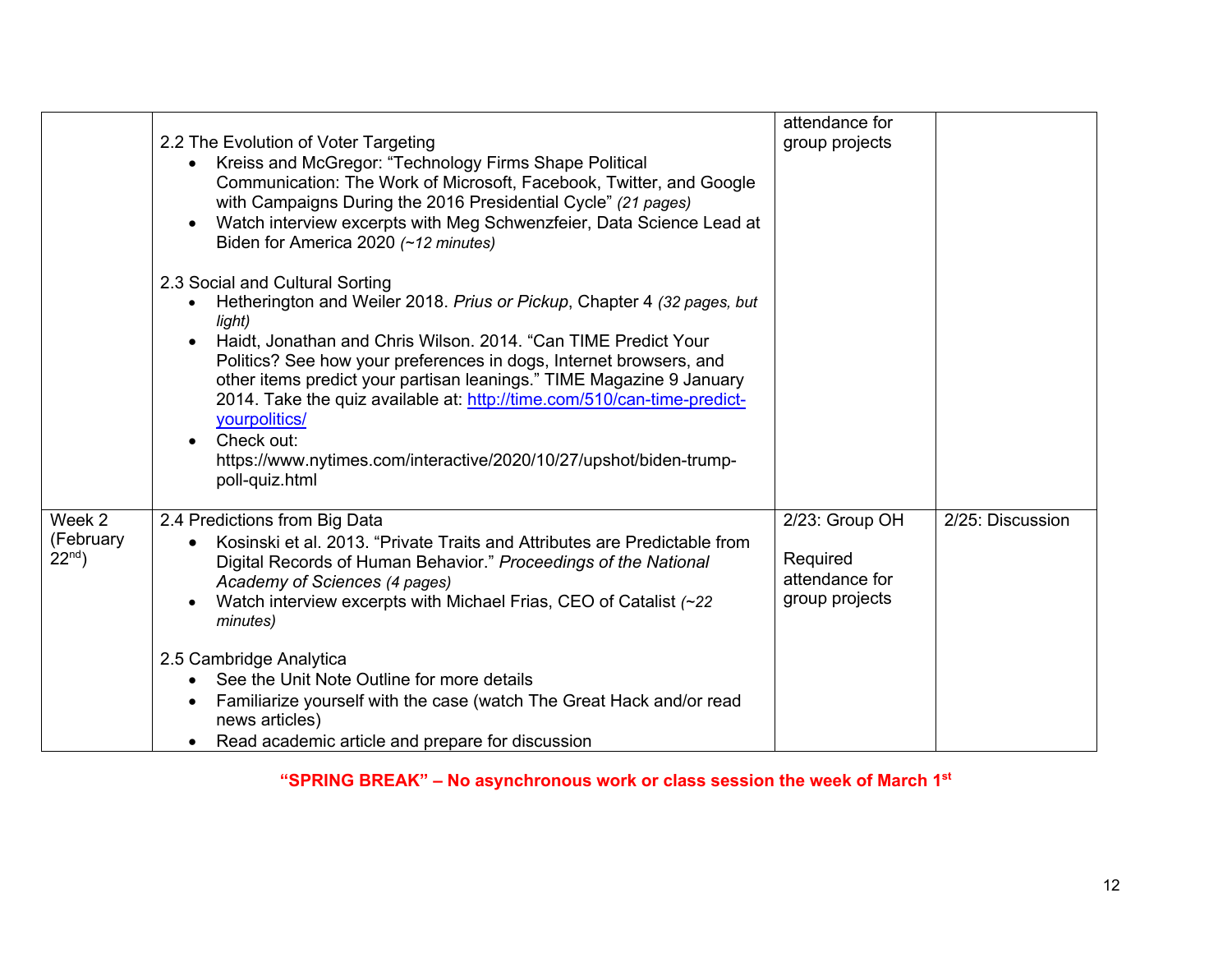| | | | |
|---|---|---|---|
| | 2.2 The Evolution of Voter Targeting<br>• Kreiss and McGregor: "Technology Firms Shape Political Communication: The Work of Microsoft, Facebook, Twitter, and Google with Campaigns During the 2016 Presidential Cycle" *(21 pages)*<br>• Watch interview excerpts with Meg Schwenzfeier, Data Science Lead at Biden for America 2020 *(~12 minutes)*<br><br>2.3 Social and Cultural Sorting<br>• Hetherington and Weiler 2018. *Prius or Pickup*, Chapter 4 *(32 pages, but light)*<br>• Haidt, Jonathan and Chris Wilson. 2014. "Can TIME Predict Your Politics? See how your preferences in dogs, Internet browsers, and other items predict your partisan leanings." TIME Magazine 9 January 2014. Take the quiz available at: [http://time.com/510/can-time-predict-yourpolitics/](http://time.com/510/can-time-predict-yourpolitics/)<br>• Check out: https://www.nytimes.com/interactive/2020/10/27/upshot/biden-trump-poll-quiz.html | attendance for group projects | |
| Week 2 (February 22nd) | 2.4 Predictions from Big Data<br>• Kosinski et al. 2013. "Private Traits and Attributes are Predictable from Digital Records of Human Behavior." *Proceedings of the National Academy of Sciences (4 pages)*<br>• Watch interview excerpts with Michael Frias, CEO of Catalist *(~22 minutes)*<br><br>2.5 Cambridge Analytica<br>• See the Unit Note Outline for more details<br>• Familiarize yourself with the case (watch The Great Hack and/or read news articles)<br>• Read academic article and prepare for discussion | 2/23: Group OH<br><br>Required attendance for group projects | 2/25: Discussion |

**"SPRING BREAK" – No asynchronous work or class session the week of March 1st**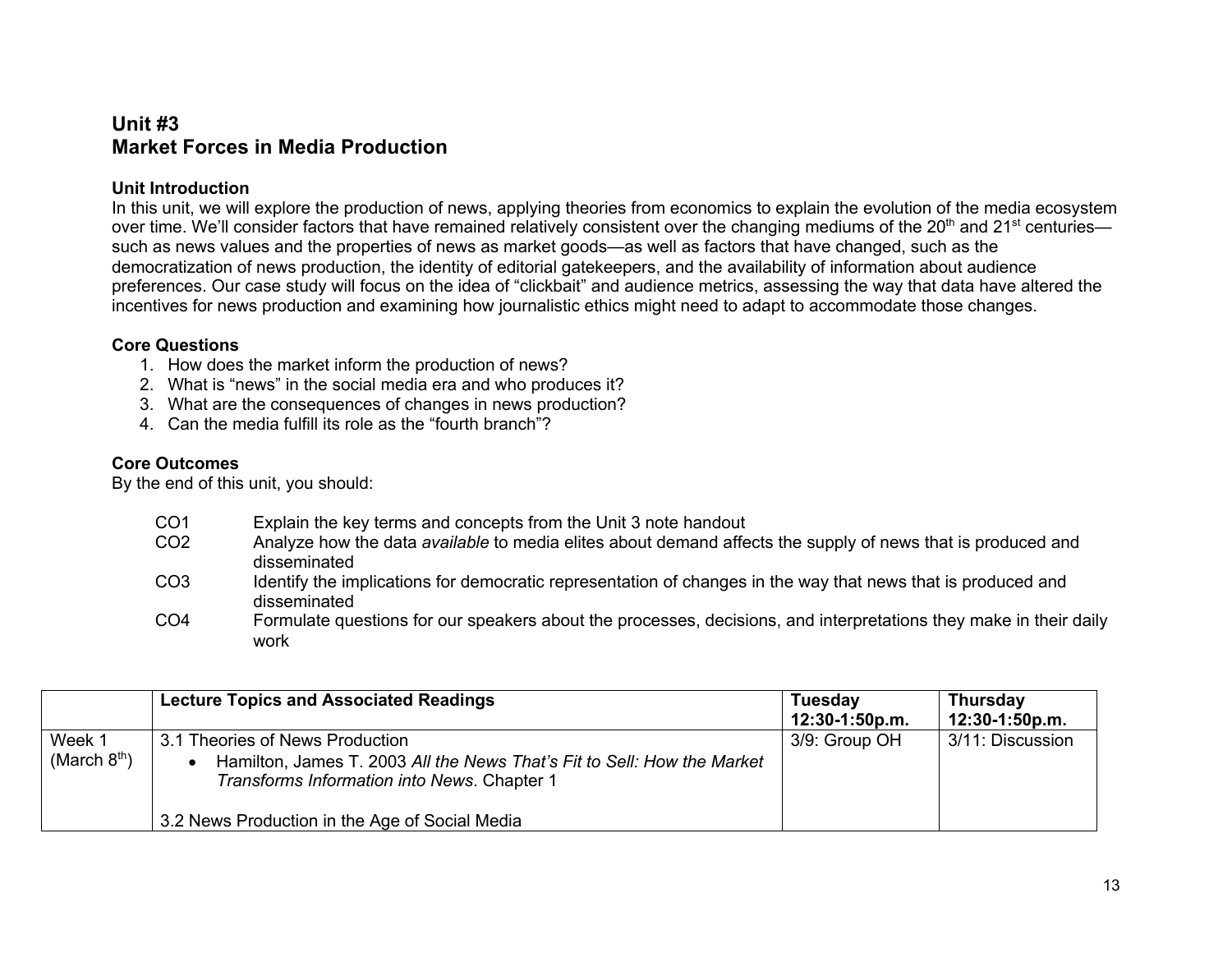## Unit #3
## Market Forces in Media Production

### Unit Introduction

In this unit, we will explore the production of news, applying theories from economics to explain the evolution of the media ecosystem over time. We'll consider factors that have remained relatively consistent over the changing mediums of the 20th and 21st centuries—such as news values and the properties of news as market goods—as well as factors that have changed, such as the democratization of news production, the identity of editorial gatekeepers, and the availability of information about audience preferences. Our case study will focus on the idea of "clickbait" and audience metrics, assessing the way that data have altered the incentives for news production and examining how journalistic ethics might need to adapt to accommodate those changes.

### Core Questions

1. How does the market inform the production of news?
2. What is "news" in the social media era and who produces it?
3. What are the consequences of changes in news production?
4. Can the media fulfill its role as the "fourth branch"?

### Core Outcomes

By the end of this unit, you should:

- CO1 Explain the key terms and concepts from the Unit 3 note handout
- CO2 Analyze how the data *available* to media elites about demand affects the supply of news that is produced and disseminated
- CO3 Identify the implications for democratic representation of changes in the way that news that is produced and disseminated
- CO4 Formulate questions for our speakers about the processes, decisions, and interpretations they make in their daily work

| | **Lecture Topics and Associated Readings** | **Tuesday 12:30-1:50p.m.** | **Thursday 12:30-1:50p.m.** |
|---|---|---|---|
| Week 1 (March 8th) | 3.1 Theories of News Production<br>• Hamilton, James T. 2003 *All the News That's Fit to Sell: How the Market Transforms Information into News*. Chapter 1<br><br>3.2 News Production in the Age of Social Media | 3/9: Group OH | 3/11: Discussion |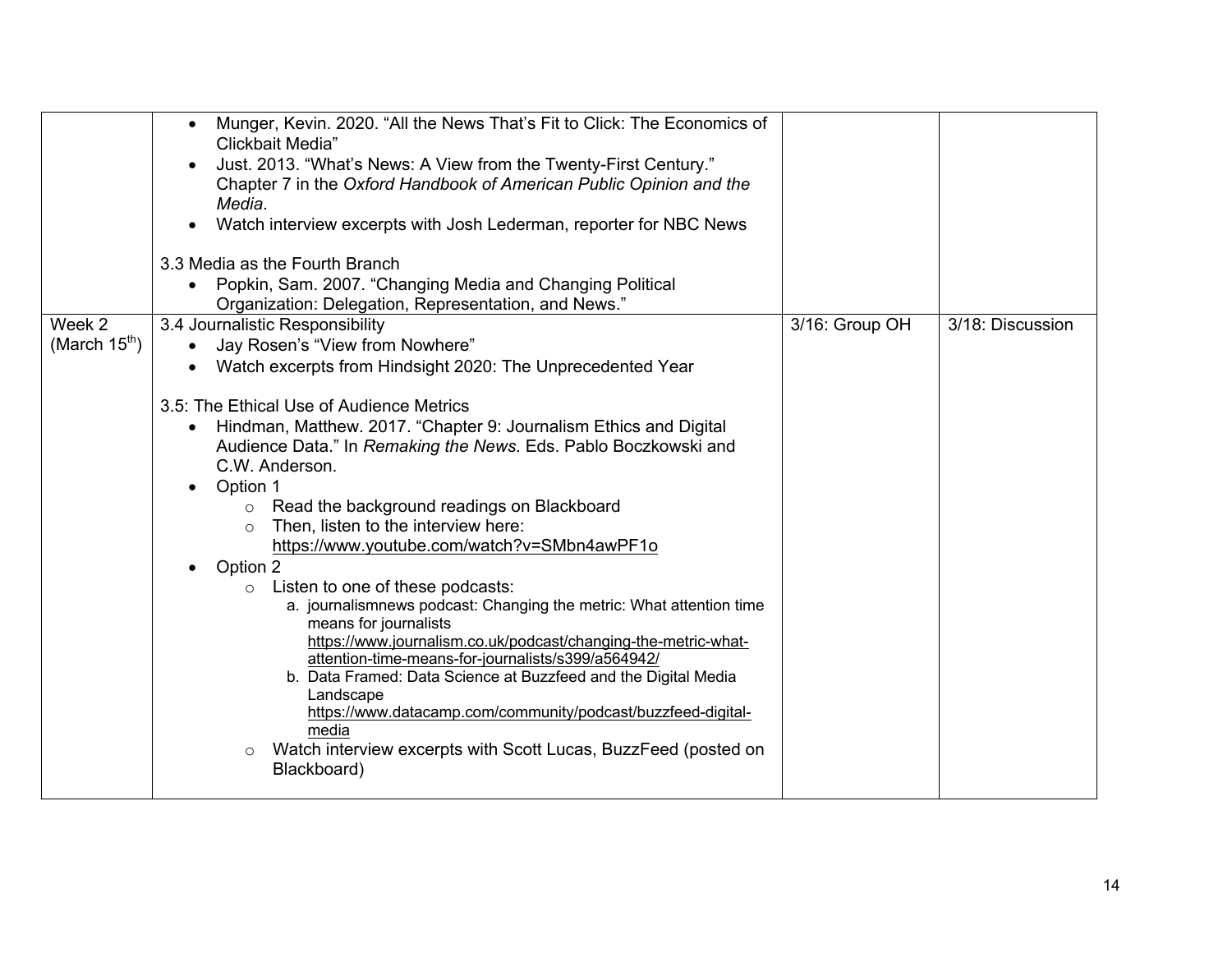| | | | |
|---|---|---|---|
| | • Munger, Kevin. 2020. “All the News That’s Fit to Click: The Economics of Clickbait Media”<br>• Just. 2013. “What’s News: A View from the Twenty-First Century.” Chapter 7 in the *Oxford Handbook of American Public Opinion and the Media*.<br>• Watch interview excerpts with Josh Lederman, reporter for NBC News<br><br>3.3 Media as the Fourth Branch<br>• Popkin, Sam. 2007. “Changing Media and Changing Political Organization: Delegation, Representation, and News.” | | |
| Week 2 (March 15th) | 3.4 Journalistic Responsibility<br>• Jay Rosen’s “View from Nowhere”<br>• Watch excerpts from Hindsight 2020: The Unprecedented Year<br><br>3.5: The Ethical Use of Audience Metrics<br>• Hindman, Matthew. 2017. “Chapter 9: Journalism Ethics and Digital Audience Data.” In *Remaking the News*. Eds. Pablo Boczkowski and C.W. Anderson.<br>• Option 1<br>&nbsp;&nbsp;○ Read the background readings on Blackboard<br>&nbsp;&nbsp;○ Then, listen to the interview here: https://www.youtube.com/watch?v=SMbn4awPF1o<br>• Option 2<br>&nbsp;&nbsp;○ Listen to one of these podcasts:<br>&nbsp;&nbsp;&nbsp;&nbsp;a. journalismnews podcast: Changing the metric: What attention time means for journalists https://www.journalism.co.uk/podcast/changing-the-metric-what-attention-time-means-for-journalists/s399/a564942/<br>&nbsp;&nbsp;&nbsp;&nbsp;b. Data Framed: Data Science at Buzzfeed and the Digital Media Landscape https://www.datacamp.com/community/podcast/buzzfeed-digital-media<br>&nbsp;&nbsp;○ Watch interview excerpts with Scott Lucas, BuzzFeed (posted on Blackboard) | 3/16: Group OH | 3/18: Discussion |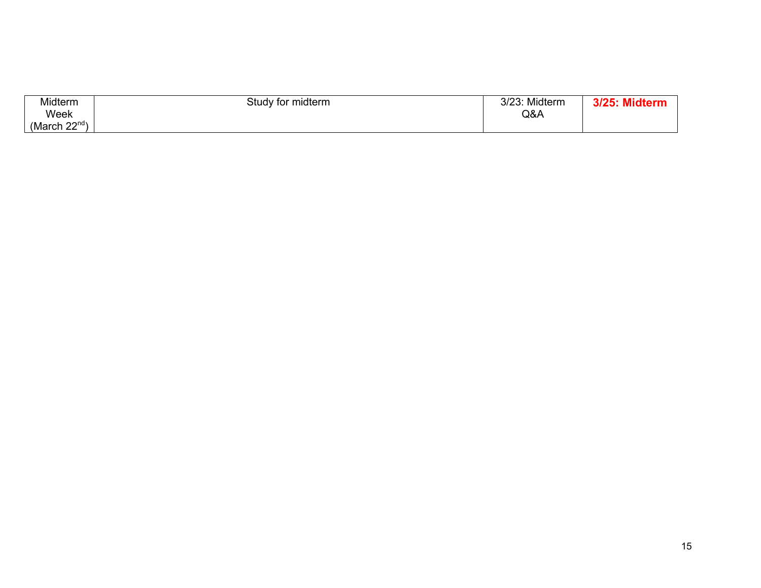| Midterm Week (March 22nd) | Study for midterm | 3/23: Midterm Q&A | **3/25: Midterm** |
|---|---|---|---|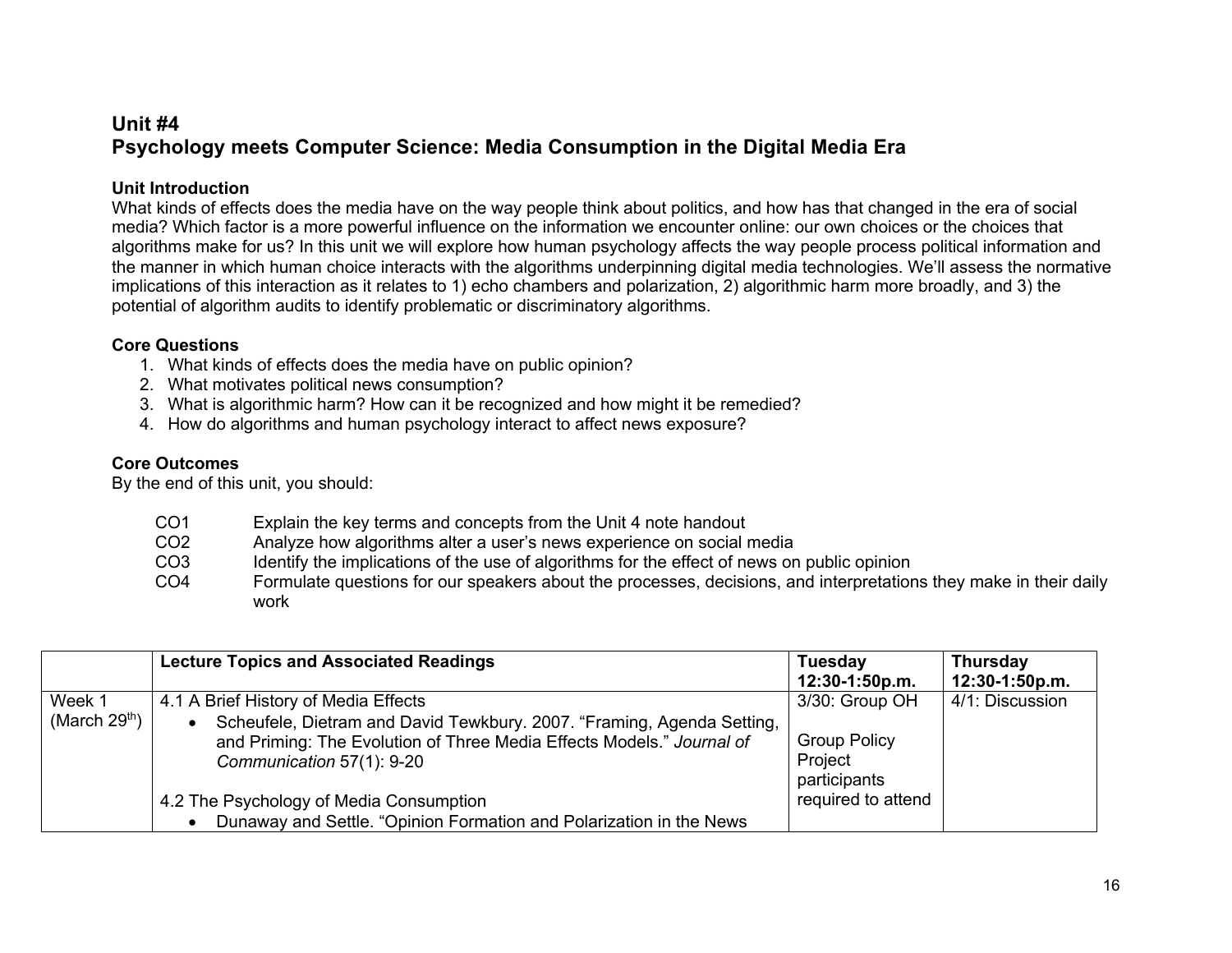## Unit #4
## Psychology meets Computer Science: Media Consumption in the Digital Media Era

### Unit Introduction

What kinds of effects does the media have on the way people think about politics, and how has that changed in the era of social media? Which factor is a more powerful influence on the information we encounter online: our own choices or the choices that algorithms make for us? In this unit we will explore how human psychology affects the way people process political information and the manner in which human choice interacts with the algorithms underpinning digital media technologies. We'll assess the normative implications of this interaction as it relates to 1) echo chambers and polarization, 2) algorithmic harm more broadly, and 3) the potential of algorithm audits to identify problematic or discriminatory algorithms.

### Core Questions

1. What kinds of effects does the media have on public opinion?
2. What motivates political news consumption?
3. What is algorithmic harm? How can it be recognized and how might it be remedied?
4. How do algorithms and human psychology interact to affect news exposure?

### Core Outcomes

By the end of this unit, you should:

- CO1 Explain the key terms and concepts from the Unit 4 note handout
- CO2 Analyze how algorithms alter a user's news experience on social media
- CO3 Identify the implications of the use of algorithms for the effect of news on public opinion
- CO4 Formulate questions for our speakers about the processes, decisions, and interpretations they make in their daily work

| | Lecture Topics and Associated Readings | Tuesday 12:30-1:50p.m. | Thursday 12:30-1:50p.m. |
|---|---|---|---|
| Week 1 (March 29th) | 4.1 A Brief History of Media Effects<br>• Scheufele, Dietram and David Tewkbury. 2007. "Framing, Agenda Setting, and Priming: The Evolution of Three Media Effects Models." *Journal of Communication* 57(1): 9-20<br><br>4.2 The Psychology of Media Consumption<br>• Dunaway and Settle. "Opinion Formation and Polarization in the News | 3/30: Group OH<br><br>Group Policy Project participants required to attend | 4/1: Discussion |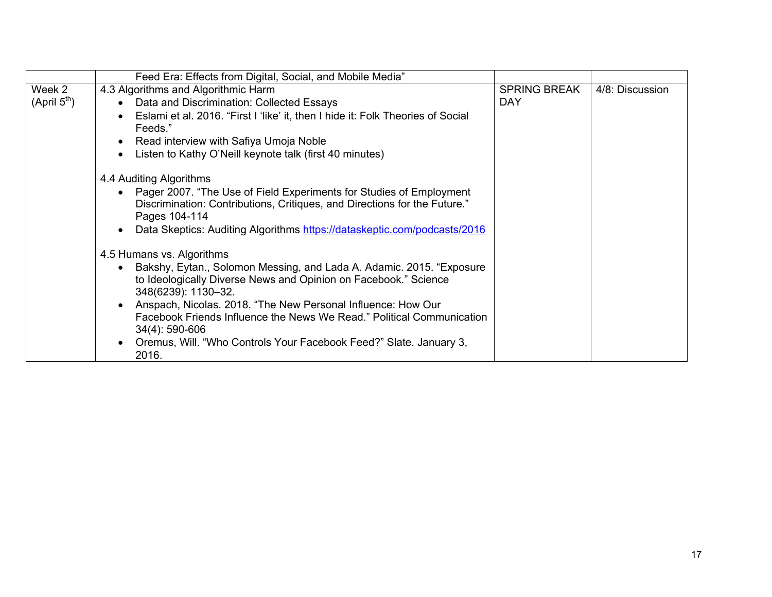| | | | |
|---|---|---|---|
| | Feed Era: Effects from Digital, Social, and Mobile Media" | | |
| Week 2 (April 5th) | 4.3 Algorithms and Algorithmic Harm<br>• Data and Discrimination: Collected Essays<br>• Eslami et al. 2016. "First I 'like' it, then I hide it: Folk Theories of Social Feeds."<br>• Read interview with Safiya Umoja Noble<br>• Listen to Kathy O'Neill keynote talk (first 40 minutes)<br><br>4.4 Auditing Algorithms<br>• Pager 2007. "The Use of Field Experiments for Studies of Employment Discrimination: Contributions, Critiques, and Directions for the Future." Pages 104-114<br>• Data Skeptics: Auditing Algorithms https://dataskeptic.com/podcasts/2016<br><br>4.5 Humans vs. Algorithms<br>• Bakshy, Eytan., Solomon Messing, and Lada A. Adamic. 2015. "Exposure to Ideologically Diverse News and Opinion on Facebook." Science 348(6239): 1130–32.<br>• Anspach, Nicolas. 2018. "The New Personal Influence: How Our Facebook Friends Influence the News We Read." Political Communication 34(4): 590-606<br>• Oremus, Will. "Who Controls Your Facebook Feed?" Slate. January 3, 2016. | SPRING BREAK DAY | 4/8: Discussion |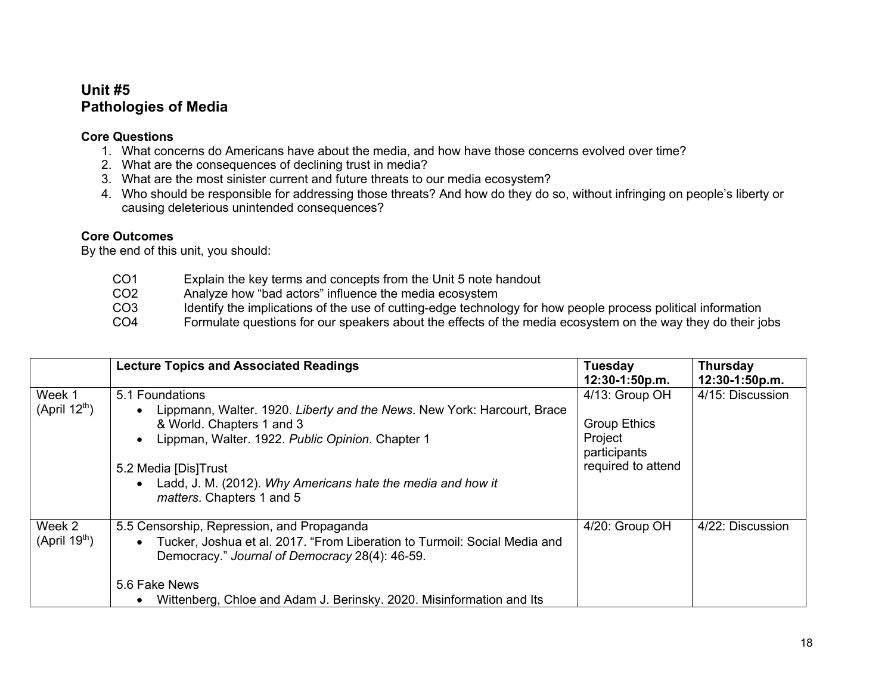## Unit #5
## Pathologies of Media

### Core Questions

1. What concerns do Americans have about the media, and how have those concerns evolved over time?
2. What are the consequences of declining trust in media?
3. What are the most sinister current and future threats to our media ecosystem?
4. Who should be responsible for addressing those threats? And how do they do so, without infringing on people's liberty or causing deleterious unintended consequences?

### Core Outcomes

By the end of this unit, you should:

| | |
|---|---|
| CO1 | Explain the key terms and concepts from the Unit 5 note handout |
| CO2 | Analyze how "bad actors" influence the media ecosystem |
| CO3 | Identify the implications of the use of cutting-edge technology for how people process political information |
| CO4 | Formulate questions for our speakers about the effects of the media ecosystem on the way they do their jobs |

| | **Lecture Topics and Associated Readings** | **Tuesday 12:30-1:50p.m.** | **Thursday 12:30-1:50p.m.** |
|---|---|---|---|
| Week 1 (April 12th) | 5.1 Foundations<br>• Lippmann, Walter. 1920. *Liberty and the News*. New York: Harcourt, Brace & World. Chapters 1 and 3<br>• Lippman, Walter. 1922. *Public Opinion*. Chapter 1<br><br>5.2 Media [Dis]Trust<br>• Ladd, J. M. (2012). *Why Americans hate the media and how it matters*. Chapters 1 and 5 | 4/13: Group OH<br><br>Group Ethics Project participants required to attend | 4/15: Discussion |
| Week 2 (April 19th) | 5.5 Censorship, Repression, and Propaganda<br>• Tucker, Joshua et al. 2017. "From Liberation to Turmoil: Social Media and Democracy." *Journal of Democracy* 28(4): 46-59.<br><br>5.6 Fake News<br>• Wittenberg, Chloe and Adam J. Berinsky. 2020. Misinformation and Its | 4/20: Group OH | 4/22: Discussion |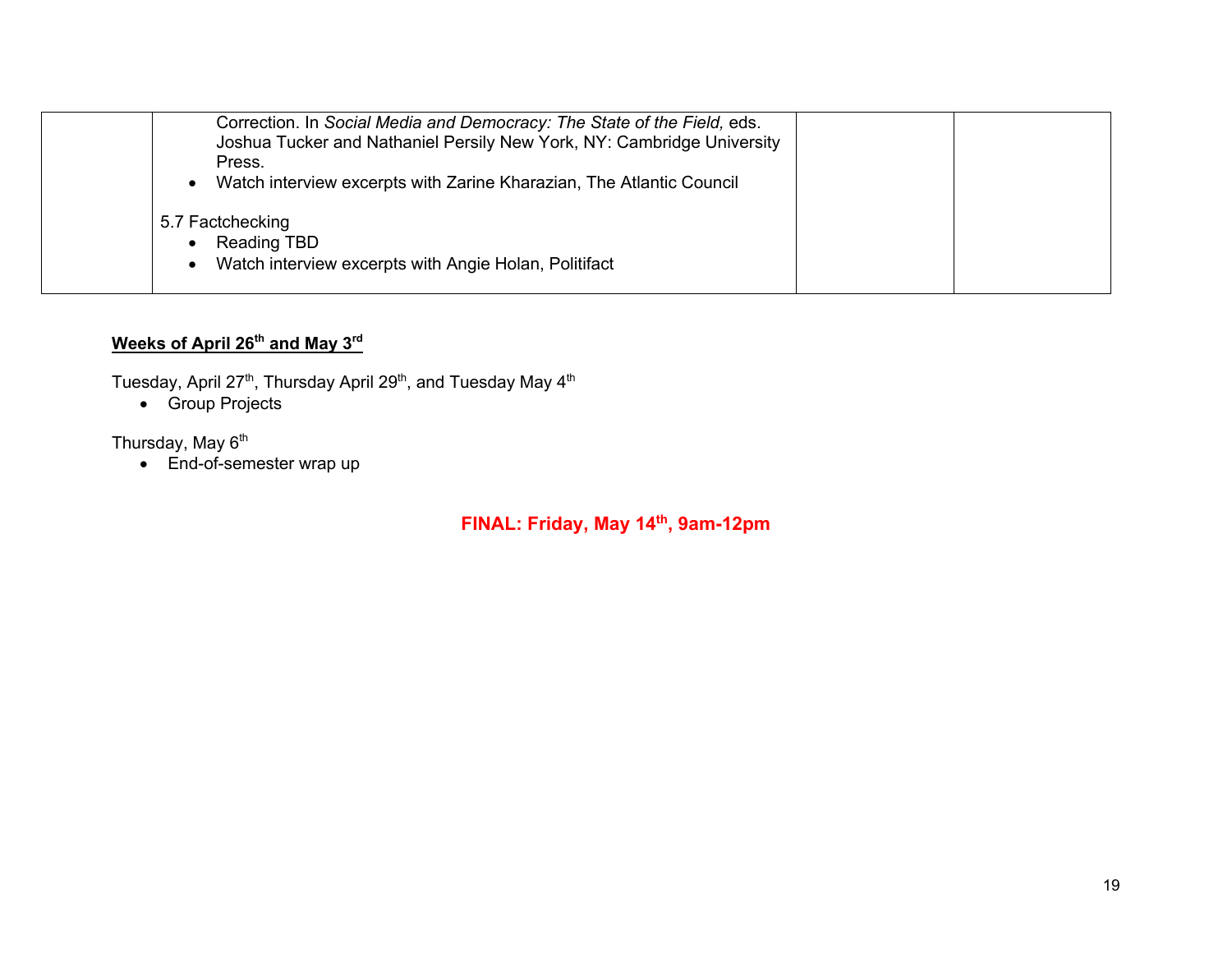| | | | |
|---|---|---|---|
| | Correction. In *Social Media and Democracy: The State of the Field,* eds. Joshua Tucker and Nathaniel Persily New York, NY: Cambridge University Press.<br>• Watch interview excerpts with Zarine Kharazian, The Atlantic Council<br><br>5.7 Factchecking<br>• Reading TBD<br>• Watch interview excerpts with Angie Holan, Politifact | | |

**Weeks of April 26th and May 3rd**

Tuesday, April 27th, Thursday April 29th, and Tuesday May 4th

- Group Projects

Thursday, May 6th

- End-of-semester wrap up

**FINAL: Friday, May 14th, 9am-12pm**